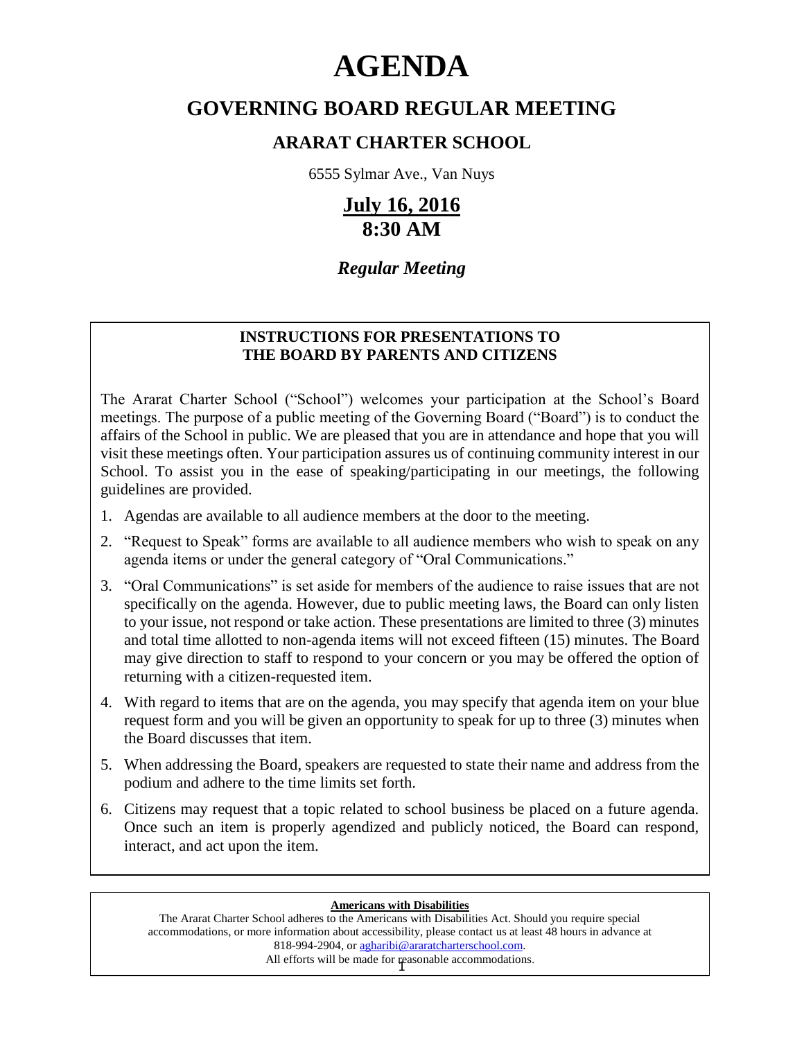# AGENDA

## GOVERNING BOARD REGULAR MEETING

### ARARAT CHARTER SCHOOL

6555 Sylmar Ave., Van Nuys

**July 16, 2016**
**8:30 AM**

***Regular Meeting***

**INSTRUCTIONS FOR PRESENTATIONS TO THE BOARD BY PARENTS AND CITIZENS**

The Ararat Charter School ("School") welcomes your participation at the School's Board meetings. The purpose of a public meeting of the Governing Board ("Board") is to conduct the affairs of the School in public. We are pleased that you are in attendance and hope that you will visit these meetings often. Your participation assures us of continuing community interest in our School. To assist you in the ease of speaking/participating in our meetings, the following guidelines are provided.

1. Agendas are available to all audience members at the door to the meeting.
2. "Request to Speak" forms are available to all audience members who wish to speak on any agenda items or under the general category of "Oral Communications."
3. "Oral Communications" is set aside for members of the audience to raise issues that are not specifically on the agenda. However, due to public meeting laws, the Board can only listen to your issue, not respond or take action. These presentations are limited to three (3) minutes and total time allotted to non-agenda items will not exceed fifteen (15) minutes. The Board may give direction to staff to respond to your concern or you may be offered the option of returning with a citizen-requested item.
4. With regard to items that are on the agenda, you may specify that agenda item on your blue request form and you will be given an opportunity to speak for up to three (3) minutes when the Board discusses that item.
5. When addressing the Board, speakers are requested to state their name and address from the podium and adhere to the time limits set forth.
6. Citizens may request that a topic related to school business be placed on a future agenda. Once such an item is properly agendized and publicly noticed, the Board can respond, interact, and act upon the item.

**Americans with Disabilities**

The Ararat Charter School adheres to the Americans with Disabilities Act. Should you require special accommodations, or more information about accessibility, please contact us at least 48 hours in advance at 818-994-2904, or agharibi@araratcharterschool.com.
All efforts will be made for reasonable accommodations.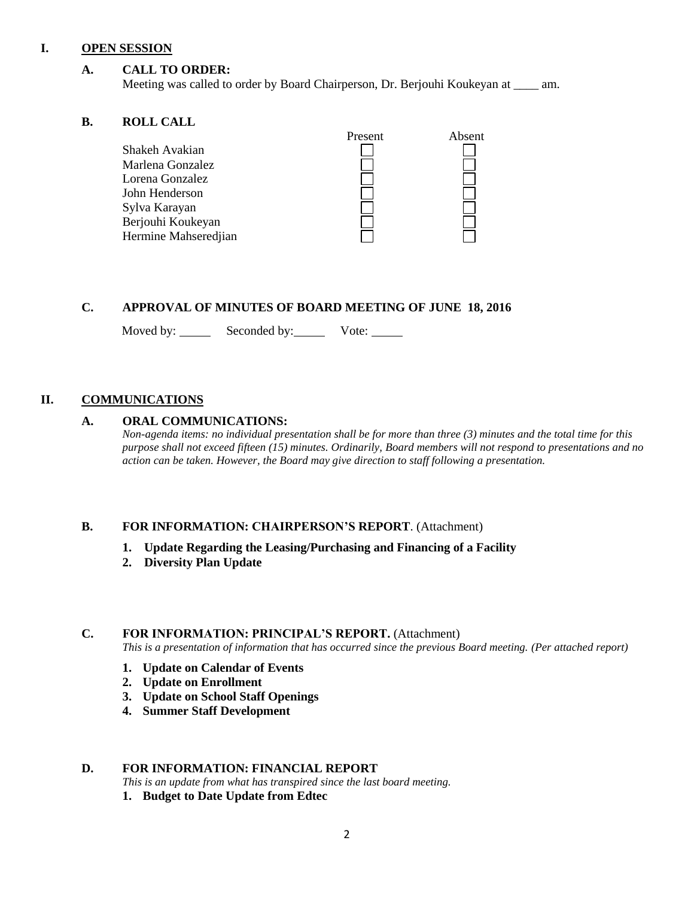## I. OPEN SESSION

### A. CALL TO ORDER:

Meeting was called to order by Board Chairperson, Dr. Berjouhi Koukeyan at ____ am.

### B. ROLL CALL

| | Present | Absent |
|---|---|---|
| Shakeh Avakian | ☐ | ☐ |
| Marlena Gonzalez | ☐ | ☐ |
| Lorena Gonzalez | ☐ | ☐ |
| John Henderson | ☐ | ☐ |
| Sylva Karayan | ☐ | ☐ |
| Berjouhi Koukeyan | ☐ | ☐ |
| Hermine Mahseredjian | ☐ | ☐ |

### C. APPROVAL OF MINUTES OF BOARD MEETING OF JUNE 18, 2016

Moved by: _____ Seconded by: _____ Vote: _____

## II. COMMUNICATIONS

### A. ORAL COMMUNICATIONS:

*Non-agenda items: no individual presentation shall be for more than three (3) minutes and the total time for this purpose shall not exceed fifteen (15) minutes. Ordinarily, Board members will not respond to presentations and no action can be taken. However, the Board may give direction to staff following a presentation.*

### B. FOR INFORMATION: CHAIRPERSON'S REPORT. (Attachment)

1. **Update Regarding the Leasing/Purchasing and Financing of a Facility**
2. **Diversity Plan Update**

### C. FOR INFORMATION: PRINCIPAL'S REPORT. (Attachment)

*This is a presentation of information that has occurred since the previous Board meeting. (Per attached report)*

1. **Update on Calendar of Events**
2. **Update on Enrollment**
3. **Update on School Staff Openings**
4. **Summer Staff Development**

### D. FOR INFORMATION: FINANCIAL REPORT

*This is an update from what has transpired since the last board meeting.*

1. **Budget to Date Update from Edtec**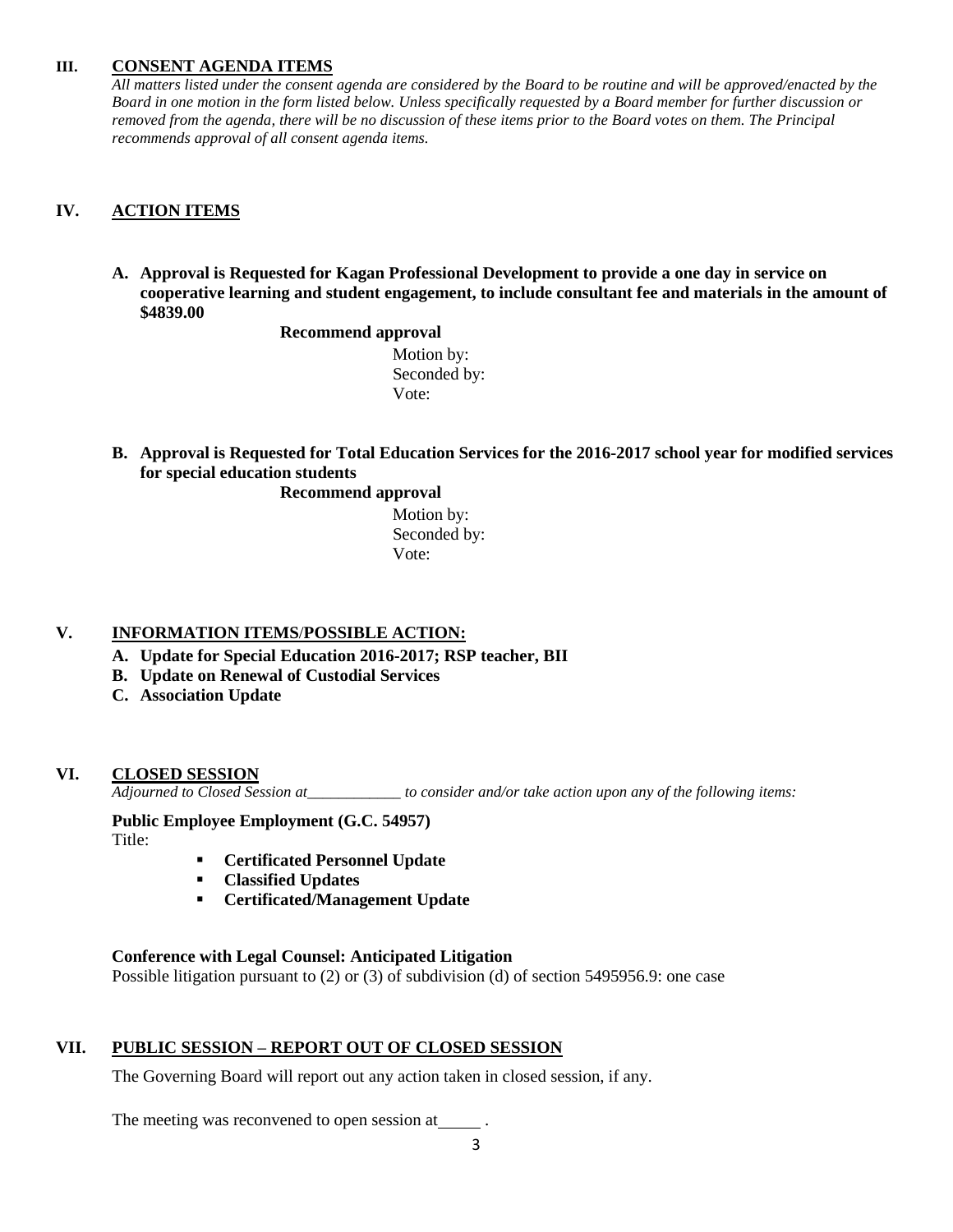## III. CONSENT AGENDA ITEMS

*All matters listed under the consent agenda are considered by the Board to be routine and will be approved/enacted by the Board in one motion in the form listed below. Unless specifically requested by a Board member for further discussion or removed from the agenda, there will be no discussion of these items prior to the Board votes on them. The Principal recommends approval of all consent agenda items.*

## IV. ACTION ITEMS

**A. Approval is Requested for Kagan Professional Development to provide a one day in service on cooperative learning and student engagement, to include consultant fee and materials in the amount of $4839.00**

**Recommend approval**

Motion by:
Seconded by:
Vote:

**B. Approval is Requested for Total Education Services for the 2016-2017 school year for modified services for special education students**

**Recommend approval**

Motion by:
Seconded by:
Vote:

## V. INFORMATION ITEMS/POSSIBLE ACTION:

**A. Update for Special Education 2016-2017; RSP teacher, BII**
**B. Update on Renewal of Custodial Services**
**C. Association Update**

## VI. CLOSED SESSION

*Adjourned to Closed Session at____________ to consider and/or take action upon any of the following items:*

**Public Employee Employment (G.C. 54957)**

Title:

- **Certificated Personnel Update**
- **Classified Updates**
- **Certificated/Management Update**

**Conference with Legal Counsel: Anticipated Litigation**

Possible litigation pursuant to (2) or (3) of subdivision (d) of section 5495956.9: one case

## VII. PUBLIC SESSION – REPORT OUT OF CLOSED SESSION

The Governing Board will report out any action taken in closed session, if any.

The meeting was reconvened to open session at_____ .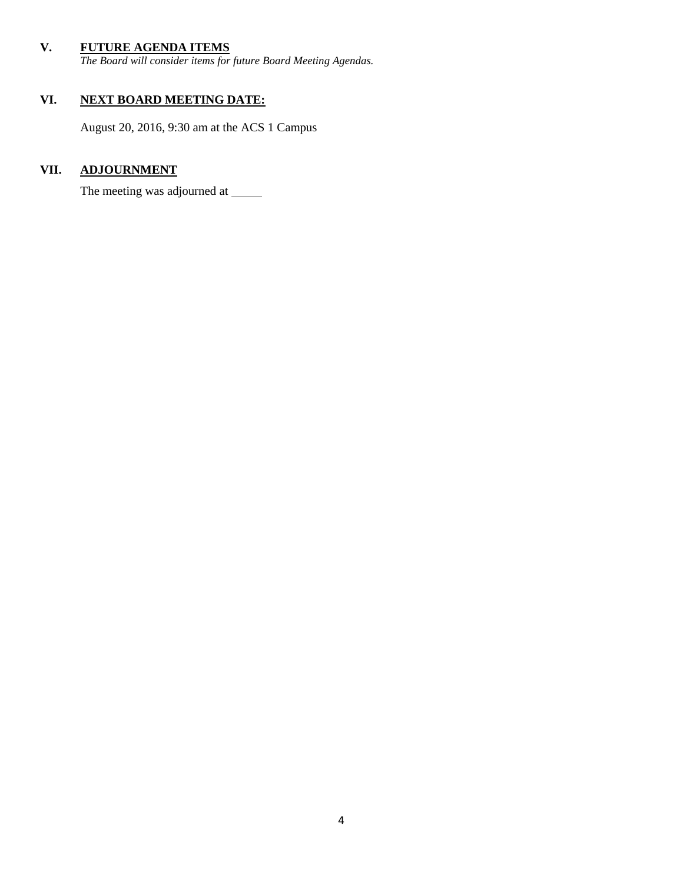## V. FUTURE AGENDA ITEMS

*The Board will consider items for future Board Meeting Agendas.*

## VI. NEXT BOARD MEETING DATE:

August 20, 2016, 9:30 am at the ACS 1 Campus

## VII. ADJOURNMENT

The meeting was adjourned at _____